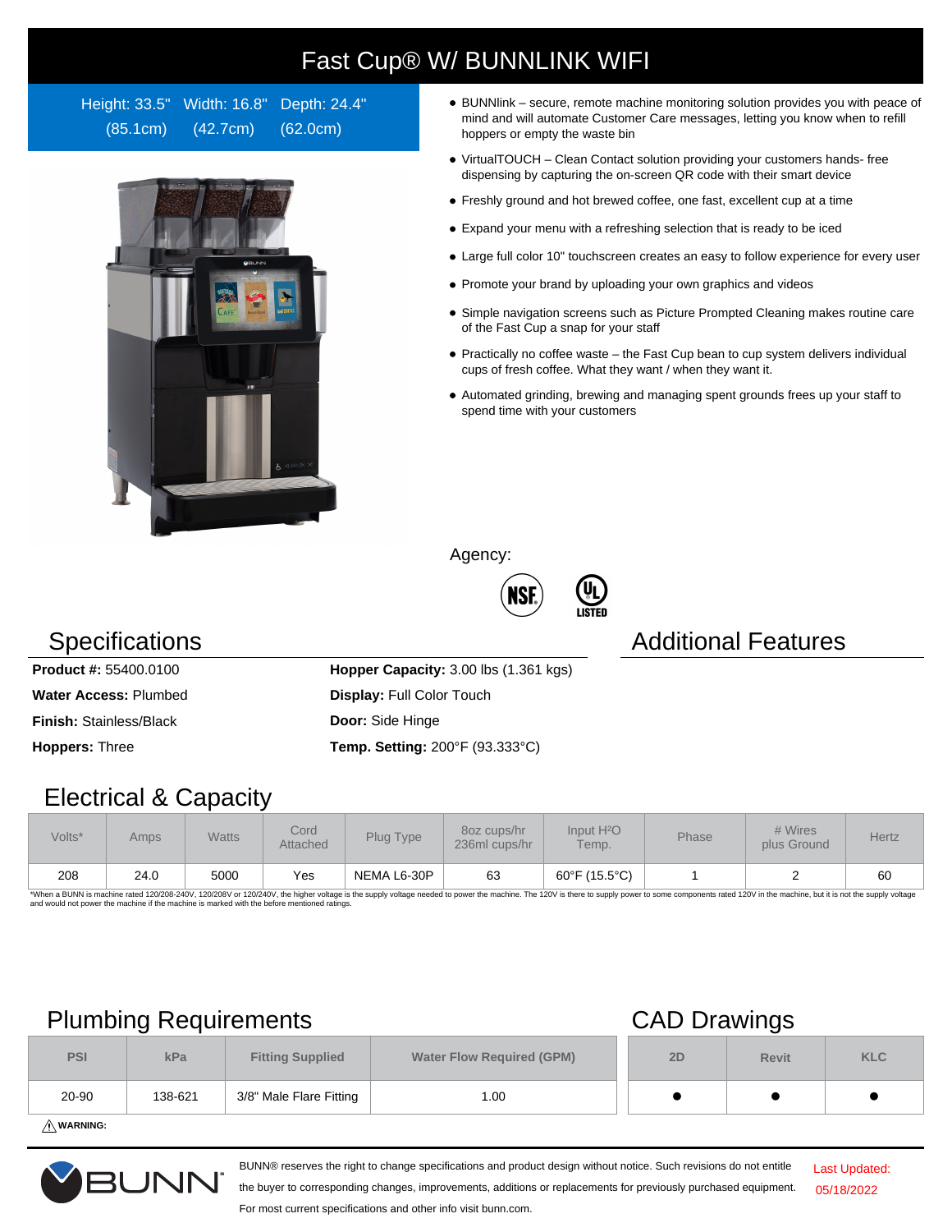# Fast Cup® W/ BUNNLINK WIFI

Height: 33.5" (85.1cm) Width: 16.8" (42.7cm) Depth: 24.4" (62.0cm)

- BUNNlink – secure, remote machine monitoring solution provides you with peace of mind and will automate Customer Care messages, letting you know when to refill hoppers or empty the waste bin
- VirtualTOUCH – Clean Contact solution providing your customers hands- free dispensing by capturing the on-screen QR code with their smart device
- Freshly ground and hot brewed coffee, one fast, excellent cup at a time
- Expand your menu with a refreshing selection that is ready to be iced
- Large full color 10" touchscreen creates an easy to follow experience for every user
- Promote your brand by uploading your own graphics and videos
- Simple navigation screens such as Picture Prompted Cleaning makes routine care of the Fast Cup a snap for your staff
- Practically no coffee waste – the Fast Cup bean to cup system delivers individual cups of fresh coffee. What they want / when they want it.
- Automated grinding, brewing and managing spent grounds frees up your staff to spend time with your customers

Agency:

NSF  UL LISTED

## Specifications

**Product #:** 55400.0100
**Water Access:** Plumbed
**Finish:** Stainless/Black
**Hoppers:** Three

**Hopper Capacity:** 3.00 lbs (1.361 kgs)
**Display:** Full Color Touch
**Door:** Side Hinge
**Temp. Setting:** 200°F (93.333°C)

## Additional Features

## Electrical & Capacity

| Volts* | Amps | Watts | Cord Attached | Plug Type | 8oz cups/hr 236ml cups/hr | Input H²O Temp. | Phase | # Wires plus Ground | Hertz |
|---|---|---|---|---|---|---|---|---|---|
| 208 | 24.0 | 5000 | Yes | NEMA L6-30P | 63 | 60°F (15.5°C) | 1 | 2 | 60 |

*When a BUNN is machine rated 120/208-240V, 120/208V or 120/240V, the higher voltage is the supply voltage needed to power the machine. The 120V is there to supply power to some components rated 120V in the machine, but it is not the supply voltage and would not power the machine if the machine is marked with the before mentioned ratings.

## Plumbing Requirements

| PSI | kPa | Fitting Supplied | Water Flow Required (GPM) |
|---|---|---|---|
| 20-90 | 138-621 | 3/8" Male Flare Fitting | 1.00 |

⚠ **WARNING:**

## CAD Drawings

| 2D | Revit | KLC |
|---|---|---|
| ● | ● | ● |

BUNN® reserves the right to change specifications and product design without notice. Such revisions do not entitle the buyer to corresponding changes, improvements, additions or replacements for previously purchased equipment. For most current specifications and other info visit bunn.com.

Last Updated: 05/18/2022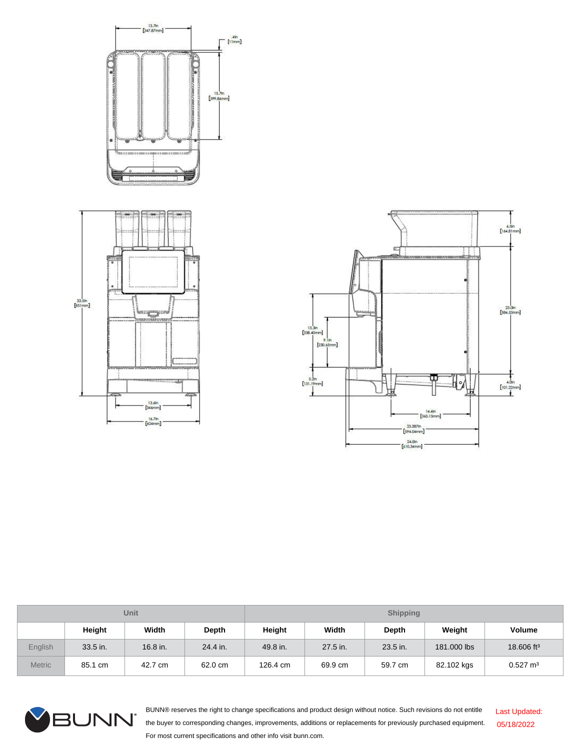13.7in
[347.87mm]

.4in
[11mm]

15.7in
[399.86mm]

33.5in
[851mm]

13.6in
[346mm]

16.7in
[424mm]

6.5in
[164.81mm]

23.0in
[584.53mm]

13.3in
[338.40mm]

9.1in
[230.65mm]

5.2in
[131.19mm]

4.0in
[101.22mm]

14.4in
[365.15mm]

23.387in
[594.04mm]

24.0in
[610.34mm]

| | Unit | | | Shipping | | | | |
|---|---|---|---|---|---|---|---|---|
| | Height | Width | Depth | Height | Width | Depth | Weight | Volume |
| English | 33.5 in. | 16.8 in. | 24.4 in. | 49.8 in. | 27.5 in. | 23.5 in. | 181.000 lbs | 18.606 $ft^3$ |
| Metric | 85.1 cm | 42.7 cm | 62.0 cm | 126.4 cm | 69.9 cm | 59.7 cm | 82.102 kgs | 0.527 $m^3$ |

BUNN

BUNN® reserves the right to change specifications and product design without notice. Such revisions do not entitle the buyer to corresponding changes, improvements, additions or replacements for previously purchased equipment. For most current specifications and other info visit bunn.com.

Last Updated: 05/18/2022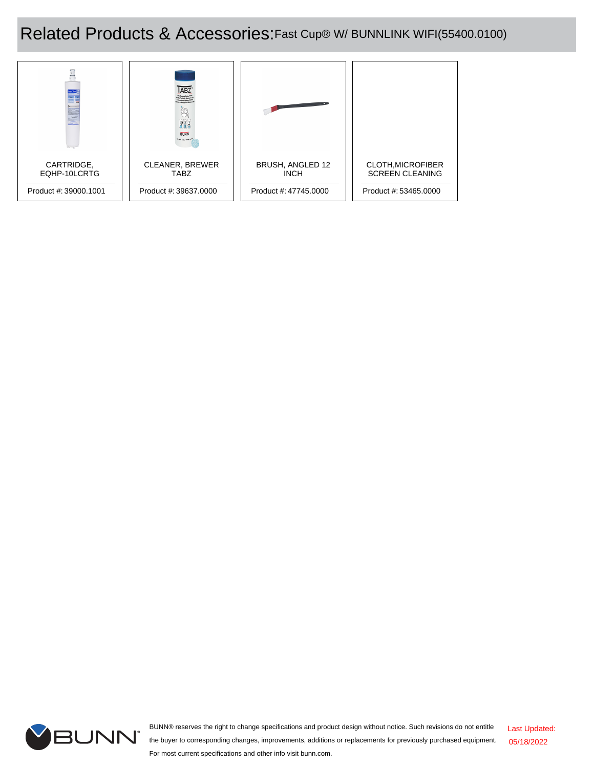# Related Products & Accessories: Fast Cup® W/ BUNNLINK WIFI(55400.0100)

| CARTRIDGE, EQHP-10LCRTG | CLEANER, BREWER TABZ | BRUSH, ANGLED 12 INCH | CLOTH,MICROFIBER SCREEN CLEANING |
|---|---|---|---|
| Product #: 39000.1001 | Product #: 39637.0000 | Product #: 47745.0000 | Product #: 53465.0000 |

BUNN® reserves the right to change specifications and product design without notice. Such revisions do not entitle the buyer to corresponding changes, improvements, additions or replacements for previously purchased equipment. For most current specifications and other info visit bunn.com.

Last Updated: 05/18/2022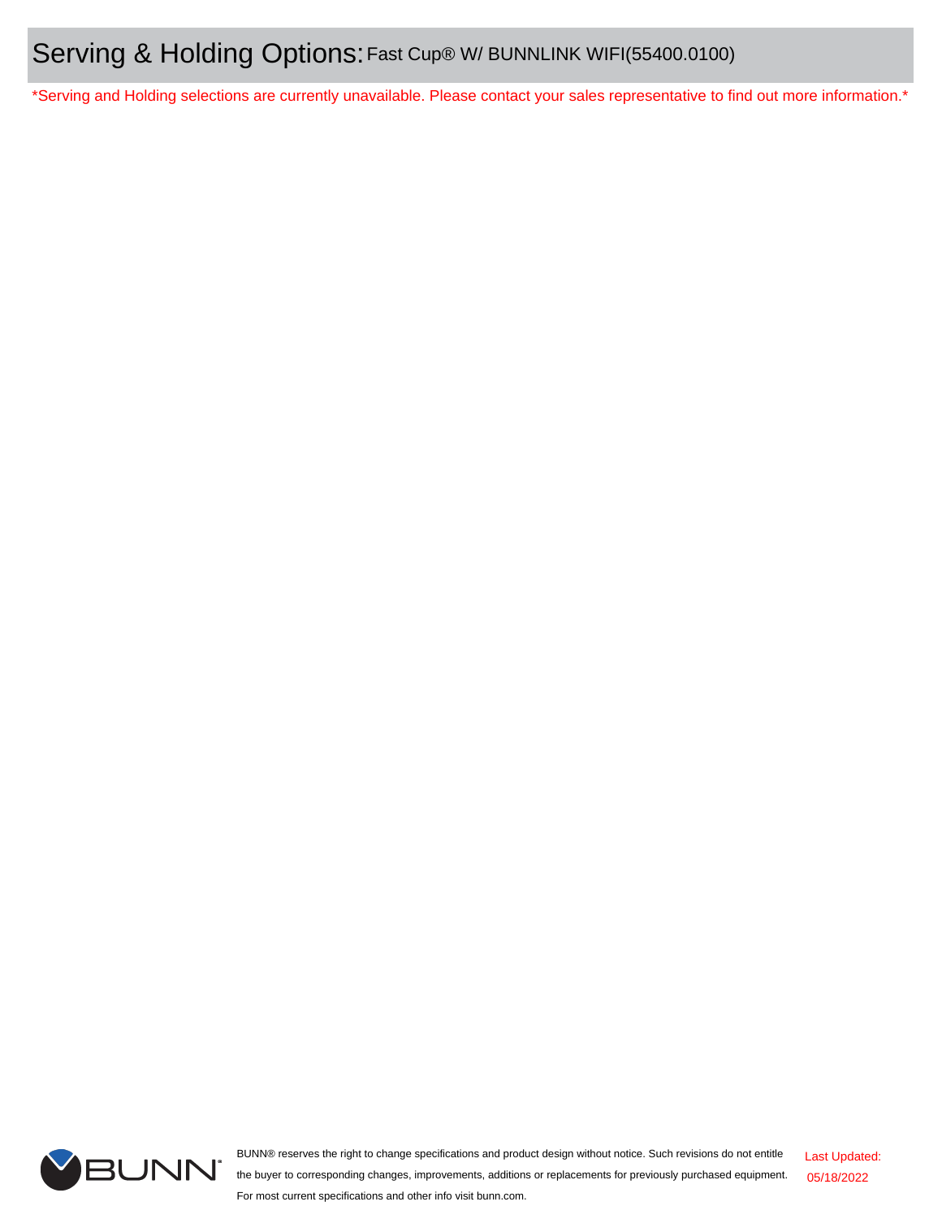# Serving & Holding Options: Fast Cup® W/ BUNNLINK WIFI(55400.0100)

*Serving and Holding selections are currently unavailable. Please contact your sales representative to find out more information.*

BUNN® reserves the right to change specifications and product design without notice. Such revisions do not entitle the buyer to corresponding changes, improvements, additions or replacements for previously purchased equipment. For most current specifications and other info visit bunn.com.

Last Updated: 05/18/2022